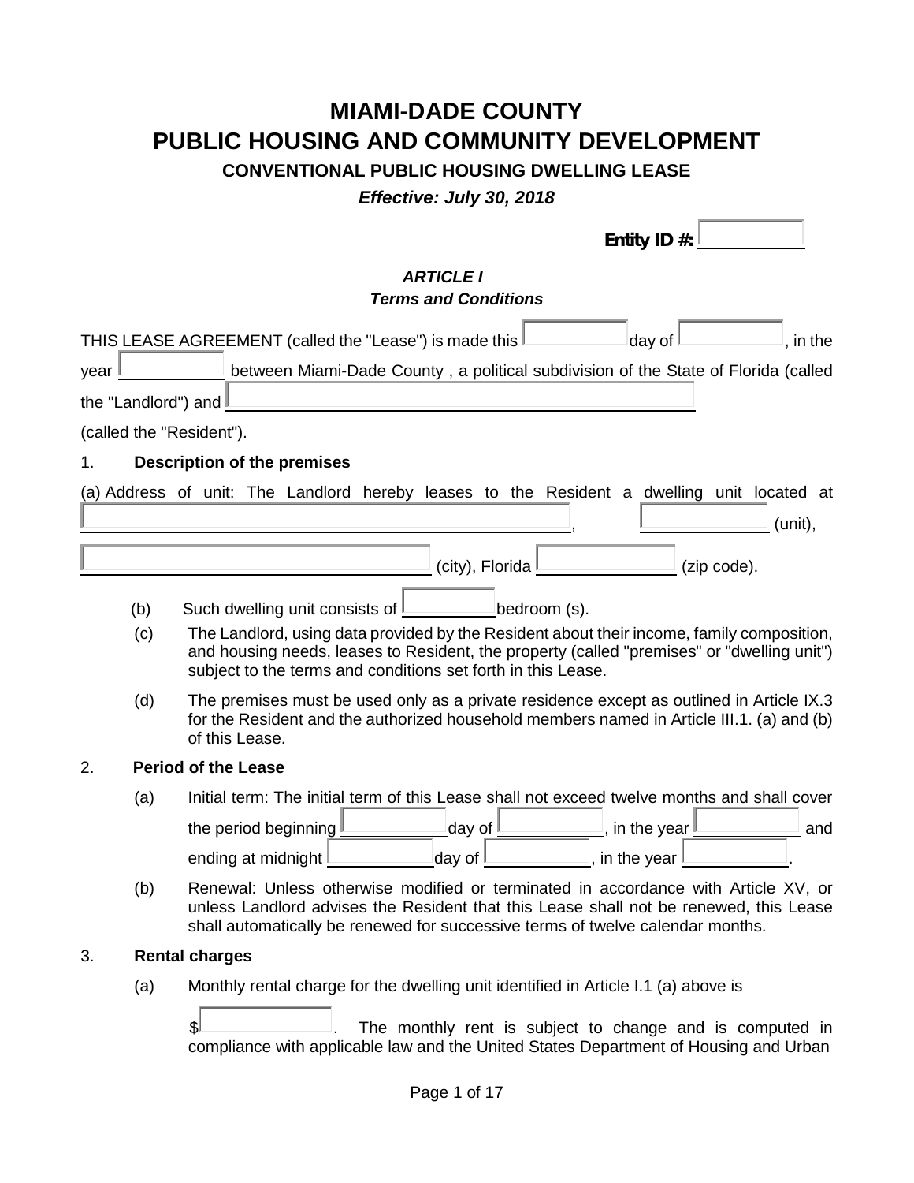# MIAMI-DADE COUNTY
# PUBLIC HOUSING AND COMMUNITY DEVELOPMENT

### CONVENTIONAL PUBLIC HOUSING DWELLING LEASE

***Effective: July 30, 2018***

**Entity ID #:** ____________

### *ARTICLE I*
### *Terms and Conditions*

THIS LEASE AGREEMENT (called the "Lease") is made this ____________ day of ____________, in the year ____________ between Miami-Dade County , a political subdivision of the State of Florida (called the "Landlord") and ________________________________________________

(called the "Resident").

1. **Description of the premises**

(a) Address of unit: The Landlord hereby leases to the Resident a dwelling unit located at ________________________________________________, ______________ (unit), ________________________________ (city), Florida ______________ (zip code).

(b) Such dwelling unit consists of __________ bedroom (s).

(c) The Landlord, using data provided by the Resident about their income, family composition, and housing needs, leases to Resident, the property (called "premises" or "dwelling unit") subject to the terms and conditions set forth in this Lease.

(d) The premises must be used only as a private residence except as outlined in Article IX.3 for the Resident and the authorized household members named in Article III.1. (a) and (b) of this Lease.

2. **Period of the Lease**

(a) Initial term: The initial term of this Lease shall not exceed twelve months and shall cover the period beginning ____________ day of ____________, in the year ____________ and ending at midnight ____________ day of ____________, in the year ____________.

(b) Renewal: Unless otherwise modified or terminated in accordance with Article XV, or unless Landlord advises the Resident that this Lease shall not be renewed, this Lease shall automatically be renewed for successive terms of twelve calendar months.

3. **Rental charges**

(a) Monthly rental charge for the dwelling unit identified in Article I.1 (a) above is

$______________. The monthly rent is subject to change and is computed in compliance with applicable law and the United States Department of Housing and Urban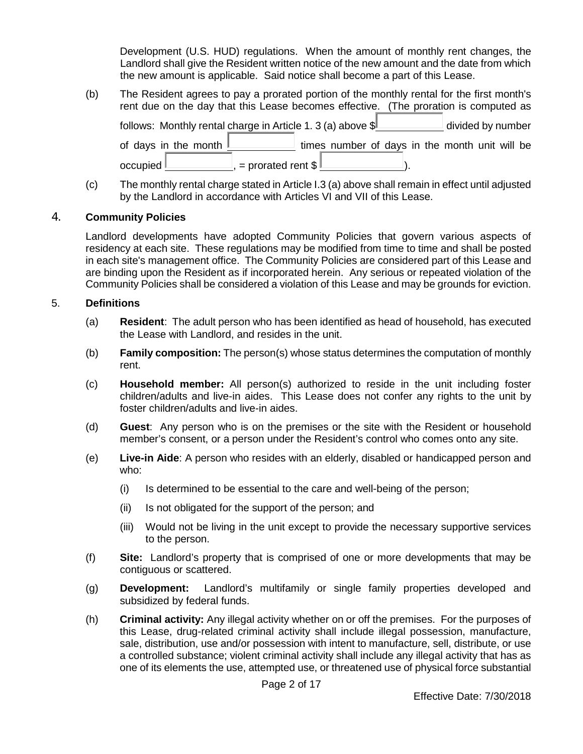Development (U.S. HUD) regulations. When the amount of monthly rent changes, the Landlord shall give the Resident written notice of the new amount and the date from which the new amount is applicable. Said notice shall become a part of this Lease.

(b) The Resident agrees to pay a prorated portion of the monthly rental for the first month's rent due on the day that this Lease becomes effective. (The proration is computed as follows: Monthly rental charge in Article 1. 3 (a) above $\_\_\_\_\_\_\_\_\_\_ divided by number of days in the month \_\_\_\_\_\_\_\_\_\_ times number of days in the month unit will be occupied \_\_\_\_\_\_\_\_\_\_, = prorated rent $\_\_\_\_\_\_\_\_\_\_).

(c) The monthly rental charge stated in Article I.3 (a) above shall remain in effect until adjusted by the Landlord in accordance with Articles VI and VII of this Lease.

## 4. Community Policies

Landlord developments have adopted Community Policies that govern various aspects of residency at each site. These regulations may be modified from time to time and shall be posted in each site's management office. The Community Policies are considered part of this Lease and are binding upon the Resident as if incorporated herein. Any serious or repeated violation of the Community Policies shall be considered a violation of this Lease and may be grounds for eviction.

## 5. Definitions

(a) **Resident**: The adult person who has been identified as head of household, has executed the Lease with Landlord, and resides in the unit.

(b) **Family composition:** The person(s) whose status determines the computation of monthly rent.

(c) **Household member:** All person(s) authorized to reside in the unit including foster children/adults and live-in aides. This Lease does not confer any rights to the unit by foster children/adults and live-in aides.

(d) **Guest**: Any person who is on the premises or the site with the Resident or household member's consent, or a person under the Resident's control who comes onto any site.

(e) **Live-in Aide**: A person who resides with an elderly, disabled or handicapped person and who:

   (i) Is determined to be essential to the care and well-being of the person;

   (ii) Is not obligated for the support of the person; and

   (iii) Would not be living in the unit except to provide the necessary supportive services to the person.

(f) **Site:** Landlord's property that is comprised of one or more developments that may be contiguous or scattered.

(g) **Development:** Landlord's multifamily or single family properties developed and subsidized by federal funds.

(h) **Criminal activity:** Any illegal activity whether on or off the premises. For the purposes of this Lease, drug-related criminal activity shall include illegal possession, manufacture, sale, distribution, use and/or possession with intent to manufacture, sell, distribute, or use a controlled substance; violent criminal activity shall include any illegal activity that has as one of its elements the use, attempted use, or threatened use of physical force substantial

Effective Date: 7/30/2018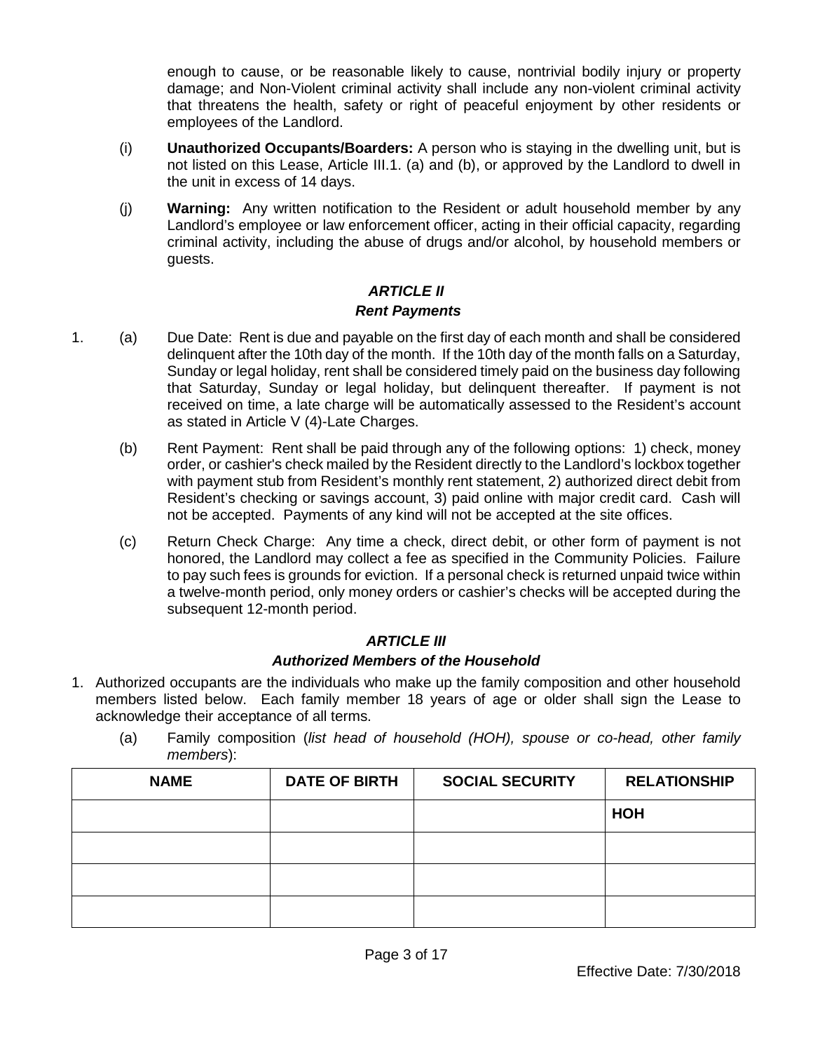enough to cause, or be reasonable likely to cause, nontrivial bodily injury or property damage; and Non-Violent criminal activity shall include any non-violent criminal activity that threatens the health, safety or right of peaceful enjoyment by other residents or employees of the Landlord.

(i) **Unauthorized Occupants/Boarders:** A person who is staying in the dwelling unit, but is not listed on this Lease, Article III.1. (a) and (b), or approved by the Landlord to dwell in the unit in excess of 14 days.

(j) **Warning:** Any written notification to the Resident or adult household member by any Landlord's employee or law enforcement officer, acting in their official capacity, regarding criminal activity, including the abuse of drugs and/or alcohol, by household members or guests.

## *ARTICLE II*

### *Rent Payments*

1. (a) Due Date: Rent is due and payable on the first day of each month and shall be considered delinquent after the 10th day of the month. If the 10th day of the month falls on a Saturday, Sunday or legal holiday, rent shall be considered timely paid on the business day following that Saturday, Sunday or legal holiday, but delinquent thereafter. If payment is not received on time, a late charge will be automatically assessed to the Resident's account as stated in Article V (4)-Late Charges.

   (b) Rent Payment: Rent shall be paid through any of the following options: 1) check, money order, or cashier's check mailed by the Resident directly to the Landlord's lockbox together with payment stub from Resident's monthly rent statement, 2) authorized direct debit from Resident's checking or savings account, 3) paid online with major credit card. Cash will not be accepted. Payments of any kind will not be accepted at the site offices.

   (c) Return Check Charge: Any time a check, direct debit, or other form of payment is not honored, the Landlord may collect a fee as specified in the Community Policies. Failure to pay such fees is grounds for eviction. If a personal check is returned unpaid twice within a twelve-month period, only money orders or cashier's checks will be accepted during the subsequent 12-month period.

## *ARTICLE III*

### *Authorized Members of the Household*

1. Authorized occupants are the individuals who make up the family composition and other household members listed below. Each family member 18 years of age or older shall sign the Lease to acknowledge their acceptance of all terms.

   (a) Family composition (*list head of household (HOH), spouse or co-head, other family members*):

| NAME | DATE OF BIRTH | SOCIAL SECURITY | RELATIONSHIP |
|---|---|---|---|
| | | | **HOH** |
| | | | |
| | | | |
| | | | |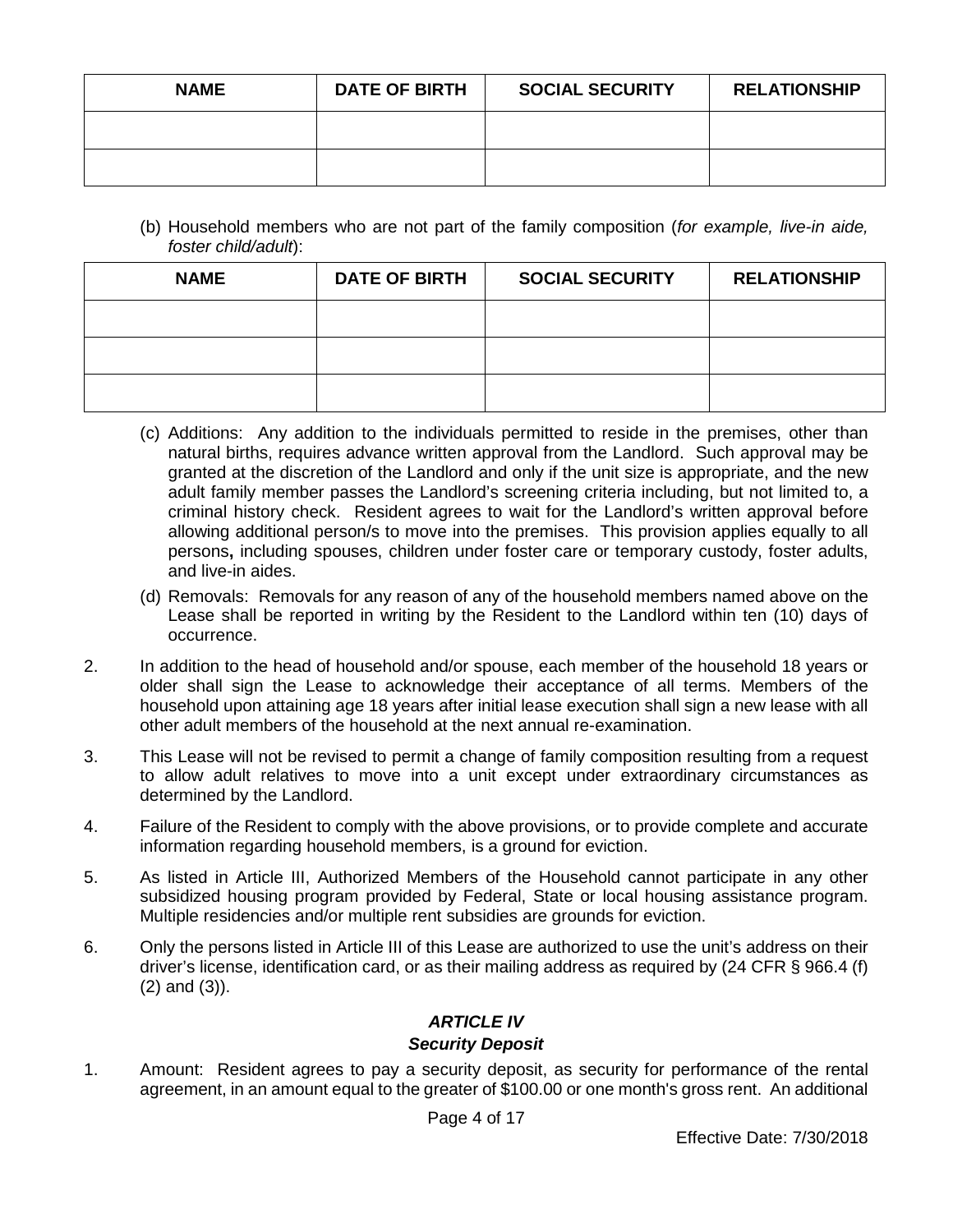| NAME | DATE OF BIRTH | SOCIAL SECURITY | RELATIONSHIP |
|---|---|---|---|
| | | | |
| | | | |

(b) Household members who are not part of the family composition (*for example, live-in aide, foster child/adult*):

| NAME | DATE OF BIRTH | SOCIAL SECURITY | RELATIONSHIP |
|---|---|---|---|
| | | | |
| | | | |
| | | | |

(c) Additions: Any addition to the individuals permitted to reside in the premises, other than natural births, requires advance written approval from the Landlord. Such approval may be granted at the discretion of the Landlord and only if the unit size is appropriate, and the new adult family member passes the Landlord's screening criteria including, but not limited to, a criminal history check. Resident agrees to wait for the Landlord's written approval before allowing additional person/s to move into the premises. This provision applies equally to all persons**,** including spouses, children under foster care or temporary custody, foster adults, and live-in aides.

(d) Removals: Removals for any reason of any of the household members named above on the Lease shall be reported in writing by the Resident to the Landlord within ten (10) days of occurrence.

2. In addition to the head of household and/or spouse, each member of the household 18 years or older shall sign the Lease to acknowledge their acceptance of all terms. Members of the household upon attaining age 18 years after initial lease execution shall sign a new lease with all other adult members of the household at the next annual re-examination.

3. This Lease will not be revised to permit a change of family composition resulting from a request to allow adult relatives to move into a unit except under extraordinary circumstances as determined by the Landlord.

4. Failure of the Resident to comply with the above provisions, or to provide complete and accurate information regarding household members, is a ground for eviction.

5. As listed in Article III, Authorized Members of the Household cannot participate in any other subsidized housing program provided by Federal, State or local housing assistance program. Multiple residencies and/or multiple rent subsidies are grounds for eviction.

6. Only the persons listed in Article III of this Lease are authorized to use the unit's address on their driver's license, identification card, or as their mailing address as required by (24 CFR § 966.4 (f) (2) and (3)).

## *ARTICLE IV*
### *Security Deposit*

1. Amount: Resident agrees to pay a security deposit, as security for performance of the rental agreement, in an amount equal to the greater of $100.00 or one month's gross rent. An additional

Effective Date: 7/30/2018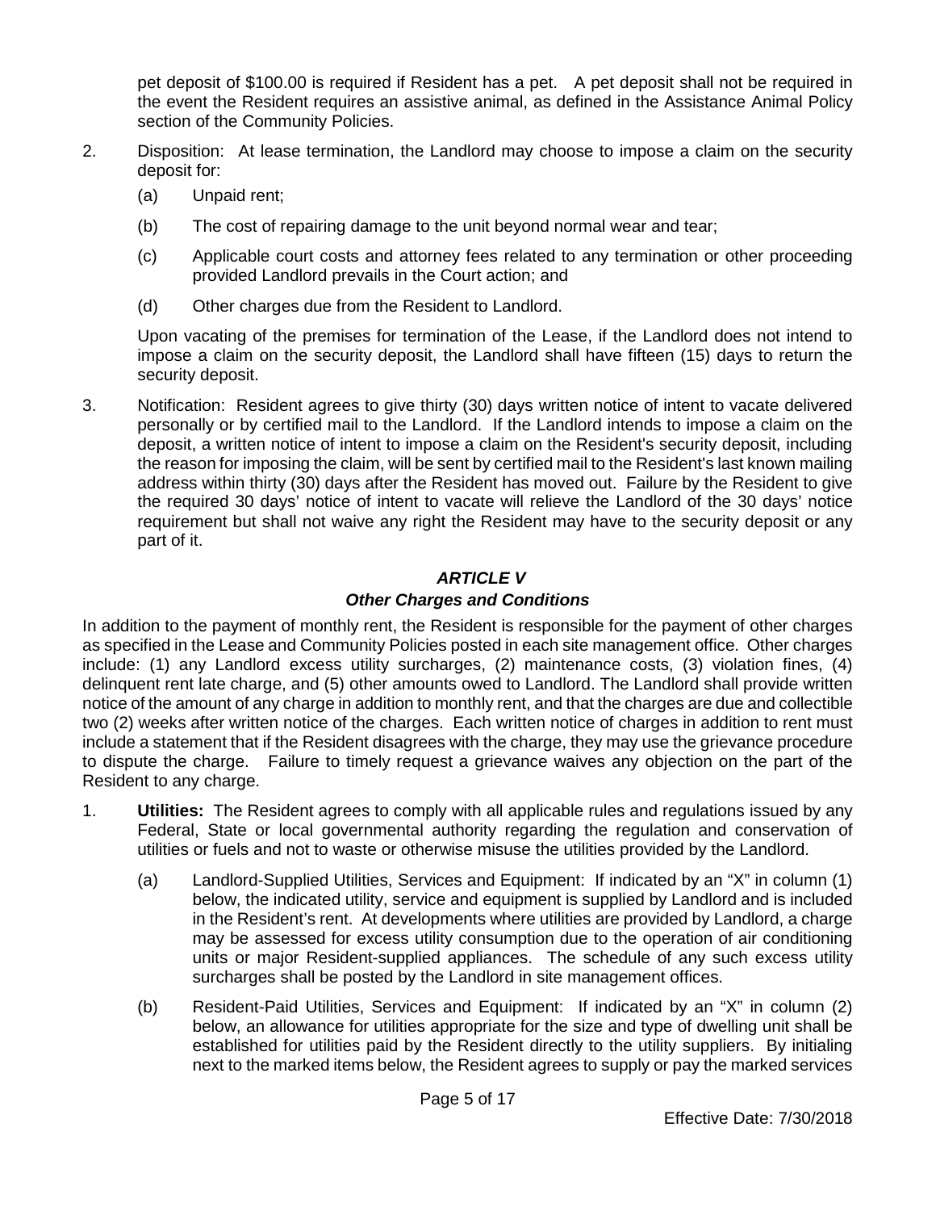pet deposit of $100.00 is required if Resident has a pet. A pet deposit shall not be required in the event the Resident requires an assistive animal, as defined in the Assistance Animal Policy section of the Community Policies.

2. Disposition: At lease termination, the Landlord may choose to impose a claim on the security deposit for:

   (a) Unpaid rent;

   (b) The cost of repairing damage to the unit beyond normal wear and tear;

   (c) Applicable court costs and attorney fees related to any termination or other proceeding provided Landlord prevails in the Court action; and

   (d) Other charges due from the Resident to Landlord.

   Upon vacating of the premises for termination of the Lease, if the Landlord does not intend to impose a claim on the security deposit, the Landlord shall have fifteen (15) days to return the security deposit.

3. Notification: Resident agrees to give thirty (30) days written notice of intent to vacate delivered personally or by certified mail to the Landlord. If the Landlord intends to impose a claim on the deposit, a written notice of intent to impose a claim on the Resident's security deposit, including the reason for imposing the claim, will be sent by certified mail to the Resident's last known mailing address within thirty (30) days after the Resident has moved out. Failure by the Resident to give the required 30 days' notice of intent to vacate will relieve the Landlord of the 30 days' notice requirement but shall not waive any right the Resident may have to the security deposit or any part of it.

## *ARTICLE V*

## *Other Charges and Conditions*

In addition to the payment of monthly rent, the Resident is responsible for the payment of other charges as specified in the Lease and Community Policies posted in each site management office. Other charges include: (1) any Landlord excess utility surcharges, (2) maintenance costs, (3) violation fines, (4) delinquent rent late charge, and (5) other amounts owed to Landlord. The Landlord shall provide written notice of the amount of any charge in addition to monthly rent, and that the charges are due and collectible two (2) weeks after written notice of the charges. Each written notice of charges in addition to rent must include a statement that if the Resident disagrees with the charge, they may use the grievance procedure to dispute the charge. Failure to timely request a grievance waives any objection on the part of the Resident to any charge.

1. **Utilities:** The Resident agrees to comply with all applicable rules and regulations issued by any Federal, State or local governmental authority regarding the regulation and conservation of utilities or fuels and not to waste or otherwise misuse the utilities provided by the Landlord.

   (a) Landlord-Supplied Utilities, Services and Equipment: If indicated by an "X" in column (1) below, the indicated utility, service and equipment is supplied by Landlord and is included in the Resident's rent. At developments where utilities are provided by Landlord, a charge may be assessed for excess utility consumption due to the operation of air conditioning units or major Resident-supplied appliances. The schedule of any such excess utility surcharges shall be posted by the Landlord in site management offices.

   (b) Resident-Paid Utilities, Services and Equipment: If indicated by an "X" in column (2) below, an allowance for utilities appropriate for the size and type of dwelling unit shall be established for utilities paid by the Resident directly to the utility suppliers. By initialing next to the marked items below, the Resident agrees to supply or pay the marked services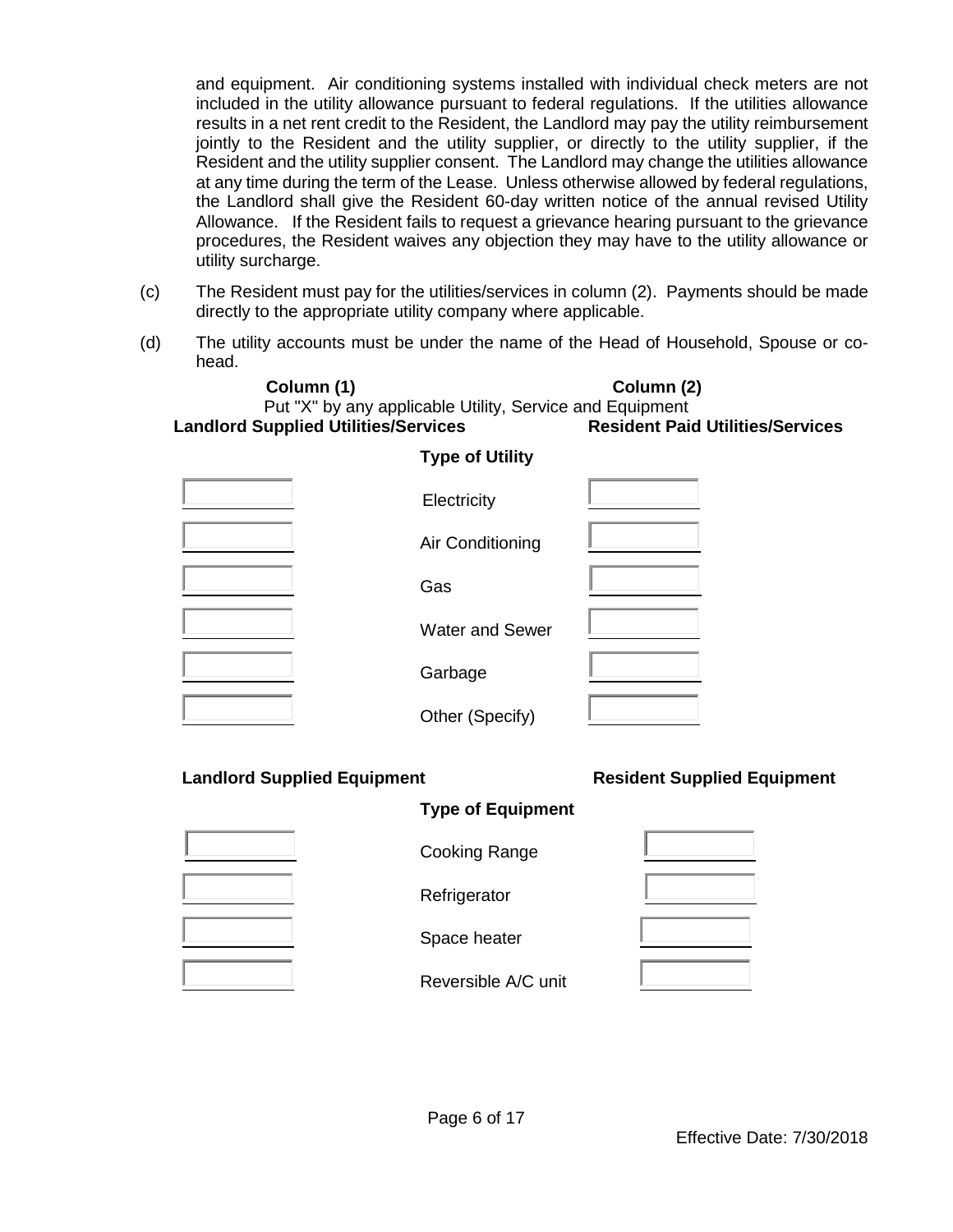and equipment. Air conditioning systems installed with individual check meters are not included in the utility allowance pursuant to federal regulations. If the utilities allowance results in a net rent credit to the Resident, the Landlord may pay the utility reimbursement jointly to the Resident and the utility supplier, or directly to the utility supplier, if the Resident and the utility supplier consent. The Landlord may change the utilities allowance at any time during the term of the Lease. Unless otherwise allowed by federal regulations, the Landlord shall give the Resident 60-day written notice of the annual revised Utility Allowance. If the Resident fails to request a grievance hearing pursuant to the grievance procedures, the Resident waives any objection they may have to the utility allowance or utility surcharge.

(c) The Resident must pay for the utilities/services in column (2). Payments should be made directly to the appropriate utility company where applicable.

(d) The utility accounts must be under the name of the Head of Household, Spouse or co-head.

Put "X" by any applicable Utility, Service and Equipment

| **Column (1)**<br>**Landlord Supplied Utilities/Services** | **Type of Utility** | **Column (2)**<br>**Resident Paid Utilities/Services** |
|---|---|---|
| | Electricity | |
| | Air Conditioning | |
| | Gas | |
| | Water and Sewer | |
| | Garbage | |
| | Other (Specify) | |

| **Landlord Supplied Equipment** | **Type of Equipment** | **Resident Supplied Equipment** |
|---|---|---|
| | Cooking Range | |
| | Refrigerator | |
| | Space heater | |
| | Reversible A/C unit | |

Effective Date: 7/30/2018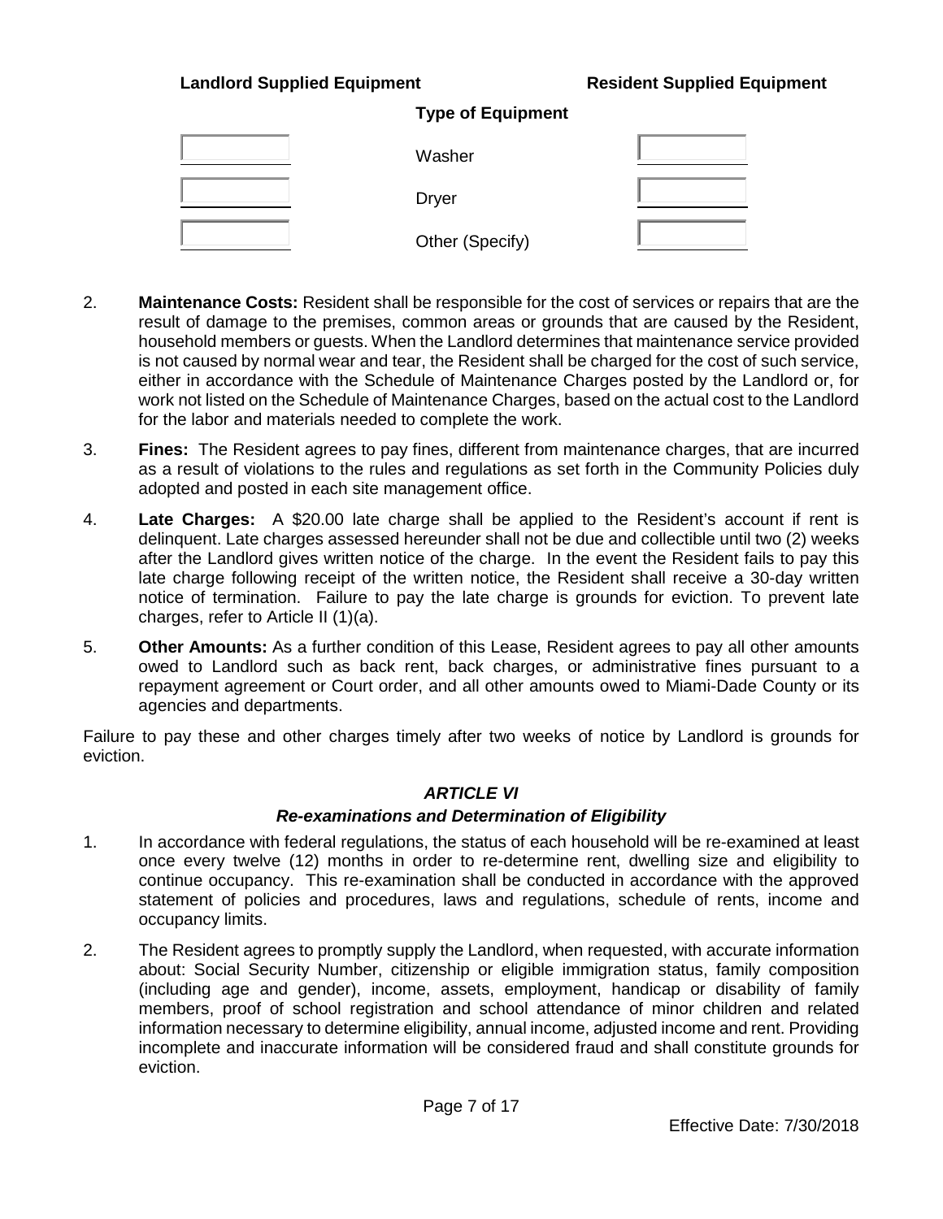| Landlord Supplied Equipment | Type of Equipment | Resident Supplied Equipment |
|---|---|---|
| | Washer | |
| | Dryer | |
| | Other (Specify) | |

2. **Maintenance Costs:** Resident shall be responsible for the cost of services or repairs that are the result of damage to the premises, common areas or grounds that are caused by the Resident, household members or guests. When the Landlord determines that maintenance service provided is not caused by normal wear and tear, the Resident shall be charged for the cost of such service, either in accordance with the Schedule of Maintenance Charges posted by the Landlord or, for work not listed on the Schedule of Maintenance Charges, based on the actual cost to the Landlord for the labor and materials needed to complete the work.

3. **Fines:** The Resident agrees to pay fines, different from maintenance charges, that are incurred as a result of violations to the rules and regulations as set forth in the Community Policies duly adopted and posted in each site management office.

4. **Late Charges:** A $20.00 late charge shall be applied to the Resident's account if rent is delinquent. Late charges assessed hereunder shall not be due and collectible until two (2) weeks after the Landlord gives written notice of the charge. In the event the Resident fails to pay this late charge following receipt of the written notice, the Resident shall receive a 30-day written notice of termination. Failure to pay the late charge is grounds for eviction. To prevent late charges, refer to Article II (1)(a).

5. **Other Amounts:** As a further condition of this Lease, Resident agrees to pay all other amounts owed to Landlord such as back rent, back charges, or administrative fines pursuant to a repayment agreement or Court order, and all other amounts owed to Miami-Dade County or its agencies and departments.

Failure to pay these and other charges timely after two weeks of notice by Landlord is grounds for eviction.

## *ARTICLE VI*

### *Re-examinations and Determination of Eligibility*

1. In accordance with federal regulations, the status of each household will be re-examined at least once every twelve (12) months in order to re-determine rent, dwelling size and eligibility to continue occupancy. This re-examination shall be conducted in accordance with the approved statement of policies and procedures, laws and regulations, schedule of rents, income and occupancy limits.

2. The Resident agrees to promptly supply the Landlord, when requested, with accurate information about: Social Security Number, citizenship or eligible immigration status, family composition (including age and gender), income, assets, employment, handicap or disability of family members, proof of school registration and school attendance of minor children and related information necessary to determine eligibility, annual income, adjusted income and rent. Providing incomplete and inaccurate information will be considered fraud and shall constitute grounds for eviction.

Effective Date: 7/30/2018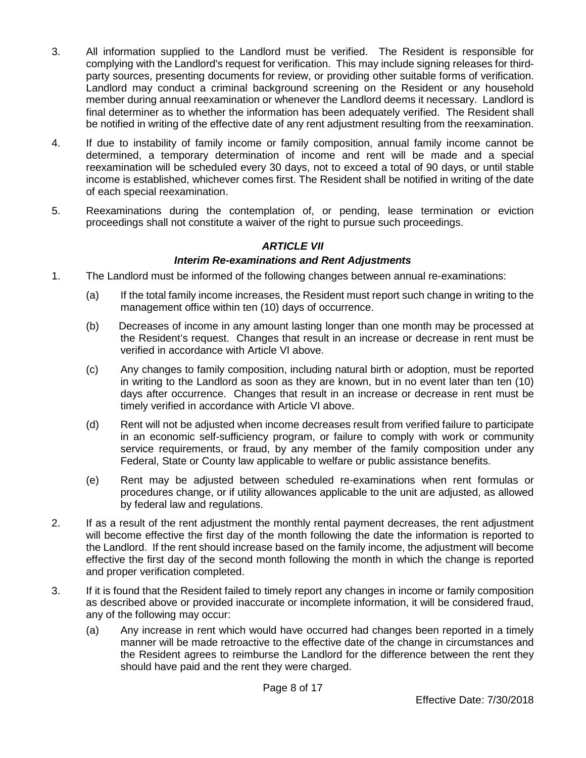3. All information supplied to the Landlord must be verified. The Resident is responsible for complying with the Landlord's request for verification. This may include signing releases for third-party sources, presenting documents for review, or providing other suitable forms of verification. Landlord may conduct a criminal background screening on the Resident or any household member during annual reexamination or whenever the Landlord deems it necessary. Landlord is final determiner as to whether the information has been adequately verified. The Resident shall be notified in writing of the effective date of any rent adjustment resulting from the reexamination.

4. If due to instability of family income or family composition, annual family income cannot be determined, a temporary determination of income and rent will be made and a special reexamination will be scheduled every 30 days, not to exceed a total of 90 days, or until stable income is established, whichever comes first. The Resident shall be notified in writing of the date of each special reexamination.

5. Reexaminations during the contemplation of, or pending, lease termination or eviction proceedings shall not constitute a waiver of the right to pursue such proceedings.

## *ARTICLE VII*

### *Interim Re-examinations and Rent Adjustments*

1. The Landlord must be informed of the following changes between annual re-examinations:

   (a) If the total family income increases, the Resident must report such change in writing to the management office within ten (10) days of occurrence.

   (b) Decreases of income in any amount lasting longer than one month may be processed at the Resident's request. Changes that result in an increase or decrease in rent must be verified in accordance with Article VI above.

   (c) Any changes to family composition, including natural birth or adoption, must be reported in writing to the Landlord as soon as they are known, but in no event later than ten (10) days after occurrence. Changes that result in an increase or decrease in rent must be timely verified in accordance with Article VI above.

   (d) Rent will not be adjusted when income decreases result from verified failure to participate in an economic self-sufficiency program, or failure to comply with work or community service requirements, or fraud, by any member of the family composition under any Federal, State or County law applicable to welfare or public assistance benefits.

   (e) Rent may be adjusted between scheduled re-examinations when rent formulas or procedures change, or if utility allowances applicable to the unit are adjusted, as allowed by federal law and regulations.

2. If as a result of the rent adjustment the monthly rental payment decreases, the rent adjustment will become effective the first day of the month following the date the information is reported to the Landlord. If the rent should increase based on the family income, the adjustment will become effective the first day of the second month following the month in which the change is reported and proper verification completed.

3. If it is found that the Resident failed to timely report any changes in income or family composition as described above or provided inaccurate or incomplete information, it will be considered fraud, any of the following may occur:

   (a) Any increase in rent which would have occurred had changes been reported in a timely manner will be made retroactive to the effective date of the change in circumstances and the Resident agrees to reimburse the Landlord for the difference between the rent they should have paid and the rent they were charged.

Effective Date: 7/30/2018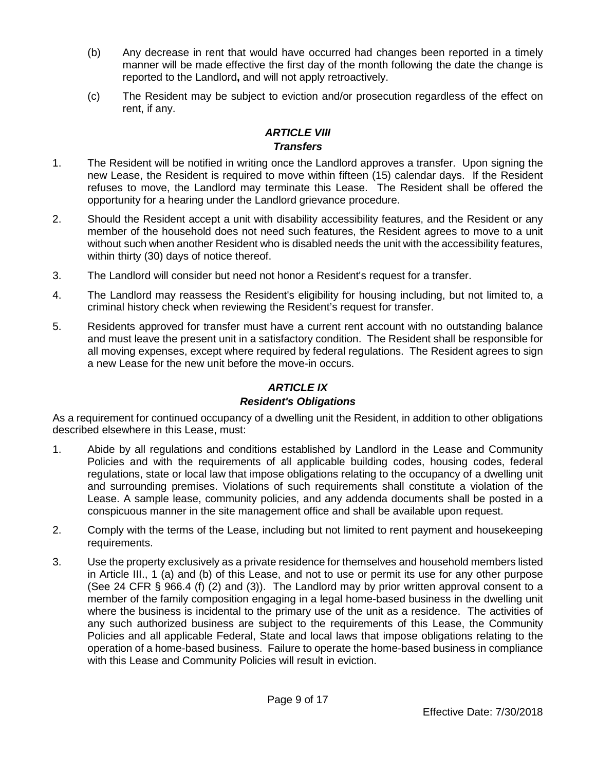(b) Any decrease in rent that would have occurred had changes been reported in a timely manner will be made effective the first day of the month following the date the change is reported to the Landlord**,** and will not apply retroactively.

(c) The Resident may be subject to eviction and/or prosecution regardless of the effect on rent, if any.

## *ARTICLE VIII*
### *Transfers*

1. The Resident will be notified in writing once the Landlord approves a transfer. Upon signing the new Lease, the Resident is required to move within fifteen (15) calendar days. If the Resident refuses to move, the Landlord may terminate this Lease. The Resident shall be offered the opportunity for a hearing under the Landlord grievance procedure.

2. Should the Resident accept a unit with disability accessibility features, and the Resident or any member of the household does not need such features, the Resident agrees to move to a unit without such when another Resident who is disabled needs the unit with the accessibility features, within thirty (30) days of notice thereof.

3. The Landlord will consider but need not honor a Resident's request for a transfer.

4. The Landlord may reassess the Resident's eligibility for housing including, but not limited to, a criminal history check when reviewing the Resident's request for transfer.

5. Residents approved for transfer must have a current rent account with no outstanding balance and must leave the present unit in a satisfactory condition. The Resident shall be responsible for all moving expenses, except where required by federal regulations. The Resident agrees to sign a new Lease for the new unit before the move-in occurs.

## *ARTICLE IX*
### *Resident's Obligations*

As a requirement for continued occupancy of a dwelling unit the Resident, in addition to other obligations described elsewhere in this Lease, must:

1. Abide by all regulations and conditions established by Landlord in the Lease and Community Policies and with the requirements of all applicable building codes, housing codes, federal regulations, state or local law that impose obligations relating to the occupancy of a dwelling unit and surrounding premises. Violations of such requirements shall constitute a violation of the Lease. A sample lease, community policies, and any addenda documents shall be posted in a conspicuous manner in the site management office and shall be available upon request.

2. Comply with the terms of the Lease, including but not limited to rent payment and housekeeping requirements.

3. Use the property exclusively as a private residence for themselves and household members listed in Article III., 1 (a) and (b) of this Lease, and not to use or permit its use for any other purpose (See 24 CFR § 966.4 (f) (2) and (3)). The Landlord may by prior written approval consent to a member of the family composition engaging in a legal home-based business in the dwelling unit where the business is incidental to the primary use of the unit as a residence. The activities of any such authorized business are subject to the requirements of this Lease, the Community Policies and all applicable Federal, State and local laws that impose obligations relating to the operation of a home-based business. Failure to operate the home-based business in compliance with this Lease and Community Policies will result in eviction.

Effective Date: 7/30/2018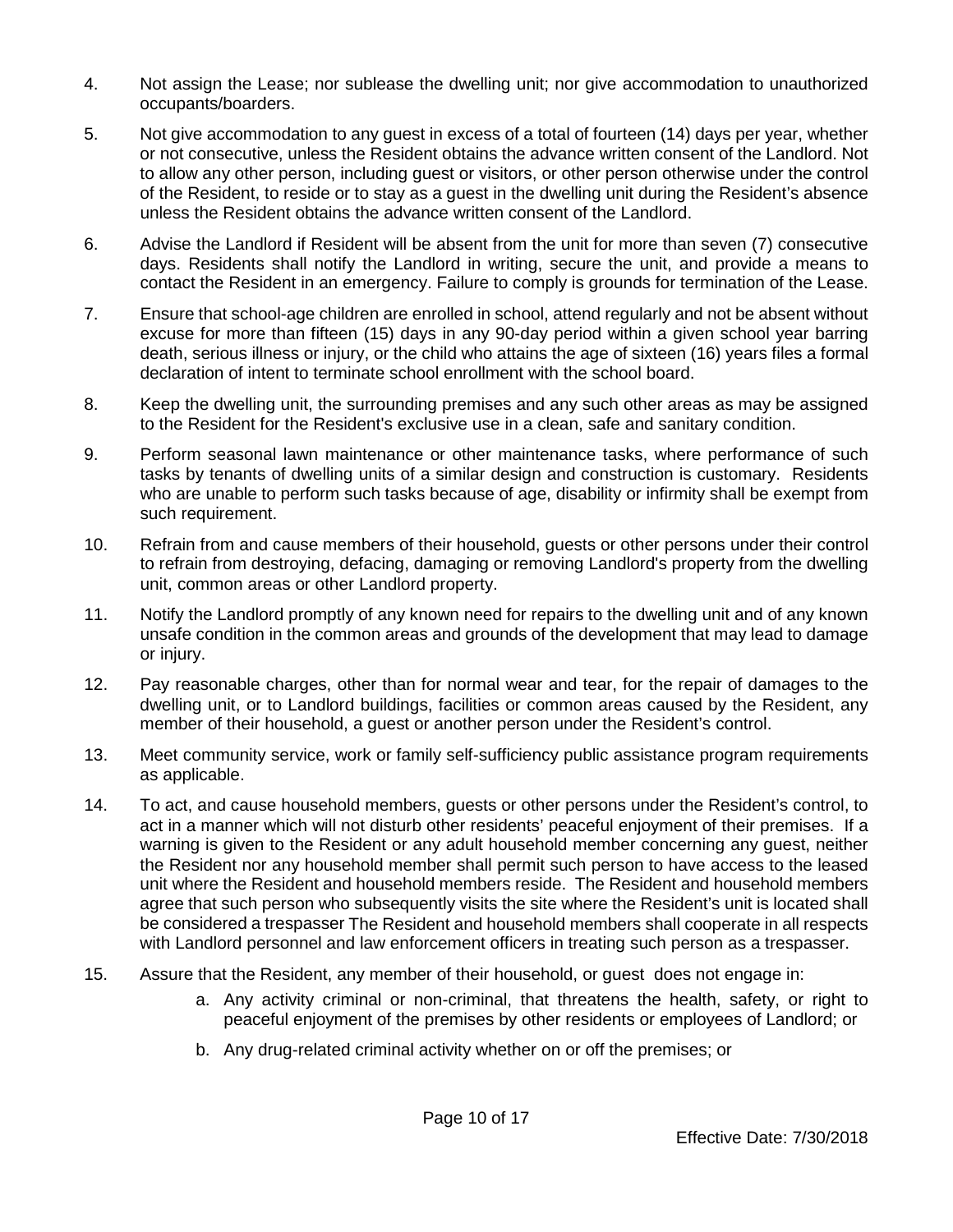4. Not assign the Lease; nor sublease the dwelling unit; nor give accommodation to unauthorized occupants/boarders.

5. Not give accommodation to any guest in excess of a total of fourteen (14) days per year, whether or not consecutive, unless the Resident obtains the advance written consent of the Landlord. Not to allow any other person, including guest or visitors, or other person otherwise under the control of the Resident, to reside or to stay as a guest in the dwelling unit during the Resident's absence unless the Resident obtains the advance written consent of the Landlord.

6. Advise the Landlord if Resident will be absent from the unit for more than seven (7) consecutive days. Residents shall notify the Landlord in writing, secure the unit, and provide a means to contact the Resident in an emergency. Failure to comply is grounds for termination of the Lease.

7. Ensure that school-age children are enrolled in school, attend regularly and not be absent without excuse for more than fifteen (15) days in any 90-day period within a given school year barring death, serious illness or injury, or the child who attains the age of sixteen (16) years files a formal declaration of intent to terminate school enrollment with the school board.

8. Keep the dwelling unit, the surrounding premises and any such other areas as may be assigned to the Resident for the Resident's exclusive use in a clean, safe and sanitary condition.

9. Perform seasonal lawn maintenance or other maintenance tasks, where performance of such tasks by tenants of dwelling units of a similar design and construction is customary. Residents who are unable to perform such tasks because of age, disability or infirmity shall be exempt from such requirement.

10. Refrain from and cause members of their household, guests or other persons under their control to refrain from destroying, defacing, damaging or removing Landlord's property from the dwelling unit, common areas or other Landlord property.

11. Notify the Landlord promptly of any known need for repairs to the dwelling unit and of any known unsafe condition in the common areas and grounds of the development that may lead to damage or injury.

12. Pay reasonable charges, other than for normal wear and tear, for the repair of damages to the dwelling unit, or to Landlord buildings, facilities or common areas caused by the Resident, any member of their household, a guest or another person under the Resident's control.

13. Meet community service, work or family self-sufficiency public assistance program requirements as applicable.

14. To act, and cause household members, guests or other persons under the Resident's control, to act in a manner which will not disturb other residents' peaceful enjoyment of their premises. If a warning is given to the Resident or any adult household member concerning any guest, neither the Resident nor any household member shall permit such person to have access to the leased unit where the Resident and household members reside. The Resident and household members agree that such person who subsequently visits the site where the Resident's unit is located shall be considered a trespasser The Resident and household members shall cooperate in all respects with Landlord personnel and law enforcement officers in treating such person as a trespasser.

15. Assure that the Resident, any member of their household, or guest does not engage in:
    a. Any activity criminal or non-criminal, that threatens the health, safety, or right to peaceful enjoyment of the premises by other residents or employees of Landlord; or
    b. Any drug-related criminal activity whether on or off the premises; or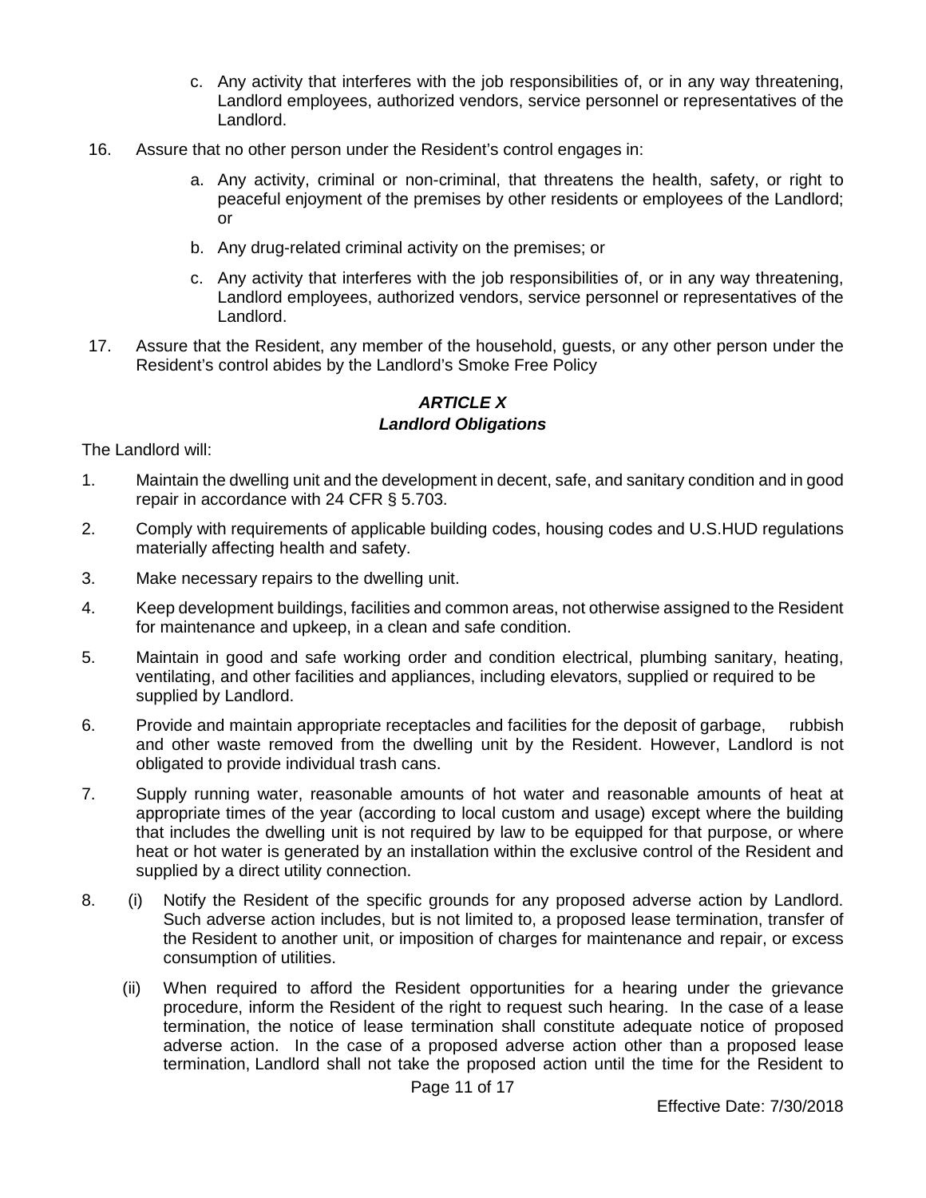c. Any activity that interferes with the job responsibilities of, or in any way threatening, Landlord employees, authorized vendors, service personnel or representatives of the Landlord.

16. Assure that no other person under the Resident's control engages in:

    a. Any activity, criminal or non-criminal, that threatens the health, safety, or right to peaceful enjoyment of the premises by other residents or employees of the Landlord; or

    b. Any drug-related criminal activity on the premises; or

    c. Any activity that interferes with the job responsibilities of, or in any way threatening, Landlord employees, authorized vendors, service personnel or representatives of the Landlord.

17. Assure that the Resident, any member of the household, guests, or any other person under the Resident's control abides by the Landlord's Smoke Free Policy

## *ARTICLE X*
## *Landlord Obligations*

The Landlord will:

1. Maintain the dwelling unit and the development in decent, safe, and sanitary condition and in good repair in accordance with 24 CFR § 5.703.

2. Comply with requirements of applicable building codes, housing codes and U.S.HUD regulations materially affecting health and safety.

3. Make necessary repairs to the dwelling unit.

4. Keep development buildings, facilities and common areas, not otherwise assigned to the Resident for maintenance and upkeep, in a clean and safe condition.

5. Maintain in good and safe working order and condition electrical, plumbing sanitary, heating, ventilating, and other facilities and appliances, including elevators, supplied or required to be supplied by Landlord.

6. Provide and maintain appropriate receptacles and facilities for the deposit of garbage, rubbish and other waste removed from the dwelling unit by the Resident. However, Landlord is not obligated to provide individual trash cans.

7. Supply running water, reasonable amounts of hot water and reasonable amounts of heat at appropriate times of the year (according to local custom and usage) except where the building that includes the dwelling unit is not required by law to be equipped for that purpose, or where heat or hot water is generated by an installation within the exclusive control of the Resident and supplied by a direct utility connection.

8. (i) Notify the Resident of the specific grounds for any proposed adverse action by Landlord. Such adverse action includes, but is not limited to, a proposed lease termination, transfer of the Resident to another unit, or imposition of charges for maintenance and repair, or excess consumption of utilities.

   (ii) When required to afford the Resident opportunities for a hearing under the grievance procedure, inform the Resident of the right to request such hearing. In the case of a lease termination, the notice of lease termination shall constitute adequate notice of proposed adverse action. In the case of a proposed adverse action other than a proposed lease termination, Landlord shall not take the proposed action until the time for the Resident to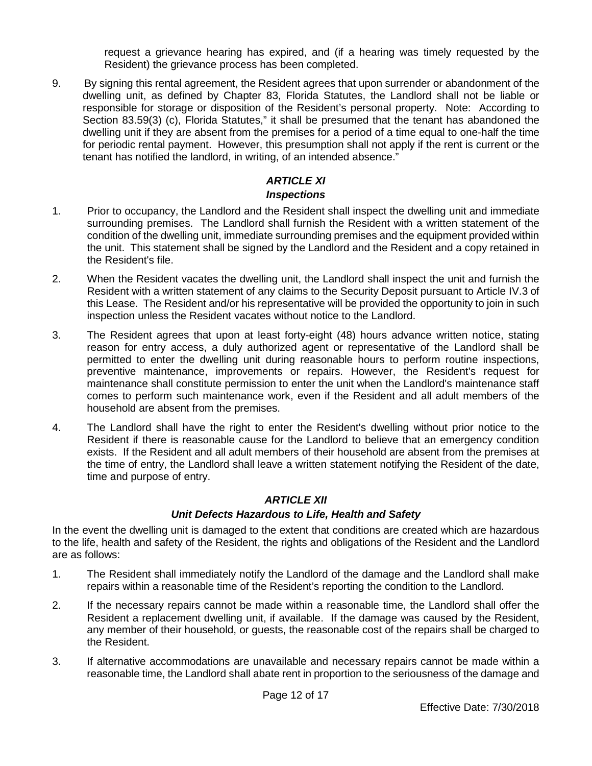request a grievance hearing has expired, and (if a hearing was timely requested by the Resident) the grievance process has been completed.

9. By signing this rental agreement, the Resident agrees that upon surrender or abandonment of the dwelling unit, as defined by Chapter 83, Florida Statutes, the Landlord shall not be liable or responsible for storage or disposition of the Resident's personal property. Note: According to Section 83.59(3) (c), Florida Statutes," it shall be presumed that the tenant has abandoned the dwelling unit if they are absent from the premises for a period of a time equal to one-half the time for periodic rental payment. However, this presumption shall not apply if the rent is current or the tenant has notified the landlord, in writing, of an intended absence."

## *ARTICLE XI*
### *Inspections*

1. Prior to occupancy, the Landlord and the Resident shall inspect the dwelling unit and immediate surrounding premises. The Landlord shall furnish the Resident with a written statement of the condition of the dwelling unit, immediate surrounding premises and the equipment provided within the unit. This statement shall be signed by the Landlord and the Resident and a copy retained in the Resident's file.

2. When the Resident vacates the dwelling unit, the Landlord shall inspect the unit and furnish the Resident with a written statement of any claims to the Security Deposit pursuant to Article IV.3 of this Lease. The Resident and/or his representative will be provided the opportunity to join in such inspection unless the Resident vacates without notice to the Landlord.

3. The Resident agrees that upon at least forty-eight (48) hours advance written notice, stating reason for entry access, a duly authorized agent or representative of the Landlord shall be permitted to enter the dwelling unit during reasonable hours to perform routine inspections, preventive maintenance, improvements or repairs. However, the Resident's request for maintenance shall constitute permission to enter the unit when the Landlord's maintenance staff comes to perform such maintenance work, even if the Resident and all adult members of the household are absent from the premises.

4. The Landlord shall have the right to enter the Resident's dwelling without prior notice to the Resident if there is reasonable cause for the Landlord to believe that an emergency condition exists. If the Resident and all adult members of their household are absent from the premises at the time of entry, the Landlord shall leave a written statement notifying the Resident of the date, time and purpose of entry.

## *ARTICLE XII*
### *Unit Defects Hazardous to Life, Health and Safety*

In the event the dwelling unit is damaged to the extent that conditions are created which are hazardous to the life, health and safety of the Resident, the rights and obligations of the Resident and the Landlord are as follows:

1. The Resident shall immediately notify the Landlord of the damage and the Landlord shall make repairs within a reasonable time of the Resident's reporting the condition to the Landlord.

2. If the necessary repairs cannot be made within a reasonable time, the Landlord shall offer the Resident a replacement dwelling unit, if available. If the damage was caused by the Resident, any member of their household, or guests, the reasonable cost of the repairs shall be charged to the Resident.

3. If alternative accommodations are unavailable and necessary repairs cannot be made within a reasonable time, the Landlord shall abate rent in proportion to the seriousness of the damage and

Effective Date: 7/30/2018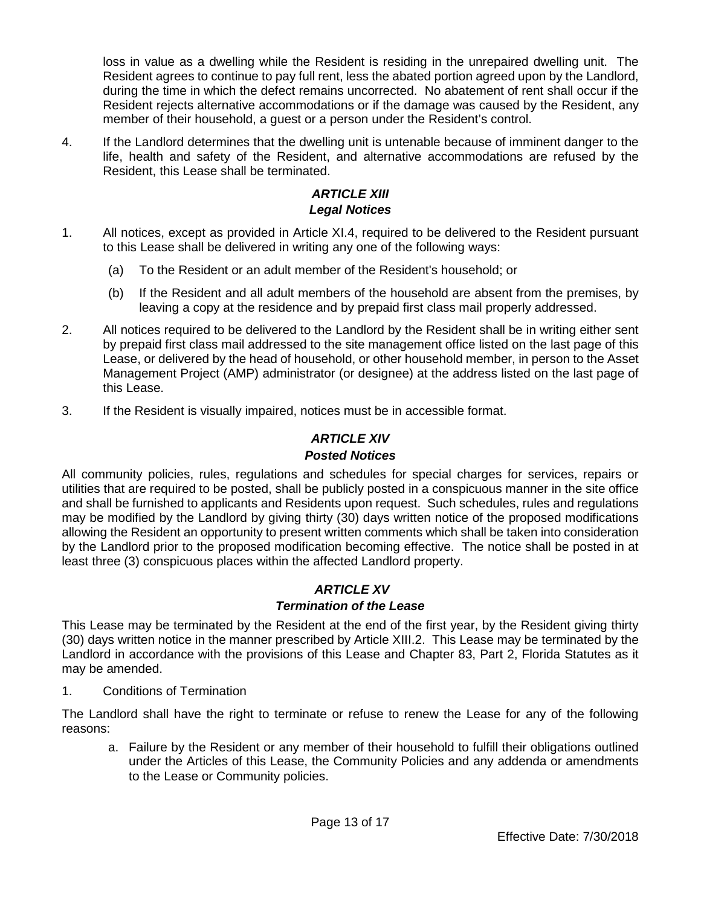loss in value as a dwelling while the Resident is residing in the unrepaired dwelling unit. The Resident agrees to continue to pay full rent, less the abated portion agreed upon by the Landlord, during the time in which the defect remains uncorrected. No abatement of rent shall occur if the Resident rejects alternative accommodations or if the damage was caused by the Resident, any member of their household, a guest or a person under the Resident's control.

4. If the Landlord determines that the dwelling unit is untenable because of imminent danger to the life, health and safety of the Resident, and alternative accommodations are refused by the Resident, this Lease shall be terminated.

## *ARTICLE XIII*
## *Legal Notices*

1. All notices, except as provided in Article XI.4, required to be delivered to the Resident pursuant to this Lease shall be delivered in writing any one of the following ways:
   (a) To the Resident or an adult member of the Resident's household; or
   (b) If the Resident and all adult members of the household are absent from the premises, by leaving a copy at the residence and by prepaid first class mail properly addressed.

2. All notices required to be delivered to the Landlord by the Resident shall be in writing either sent by prepaid first class mail addressed to the site management office listed on the last page of this Lease, or delivered by the head of household, or other household member, in person to the Asset Management Project (AMP) administrator (or designee) at the address listed on the last page of this Lease.

3. If the Resident is visually impaired, notices must be in accessible format.

## *ARTICLE XIV*
## *Posted Notices*

All community policies, rules, regulations and schedules for special charges for services, repairs or utilities that are required to be posted, shall be publicly posted in a conspicuous manner in the site office and shall be furnished to applicants and Residents upon request. Such schedules, rules and regulations may be modified by the Landlord by giving thirty (30) days written notice of the proposed modifications allowing the Resident an opportunity to present written comments which shall be taken into consideration by the Landlord prior to the proposed modification becoming effective. The notice shall be posted in at least three (3) conspicuous places within the affected Landlord property.

## *ARTICLE XV*
## *Termination of the Lease*

This Lease may be terminated by the Resident at the end of the first year, by the Resident giving thirty (30) days written notice in the manner prescribed by Article XIII.2. This Lease may be terminated by the Landlord in accordance with the provisions of this Lease and Chapter 83, Part 2, Florida Statutes as it may be amended.

1. Conditions of Termination

The Landlord shall have the right to terminate or refuse to renew the Lease for any of the following reasons:

   a. Failure by the Resident or any member of their household to fulfill their obligations outlined under the Articles of this Lease, the Community Policies and any addenda or amendments to the Lease or Community policies.

Effective Date: 7/30/2018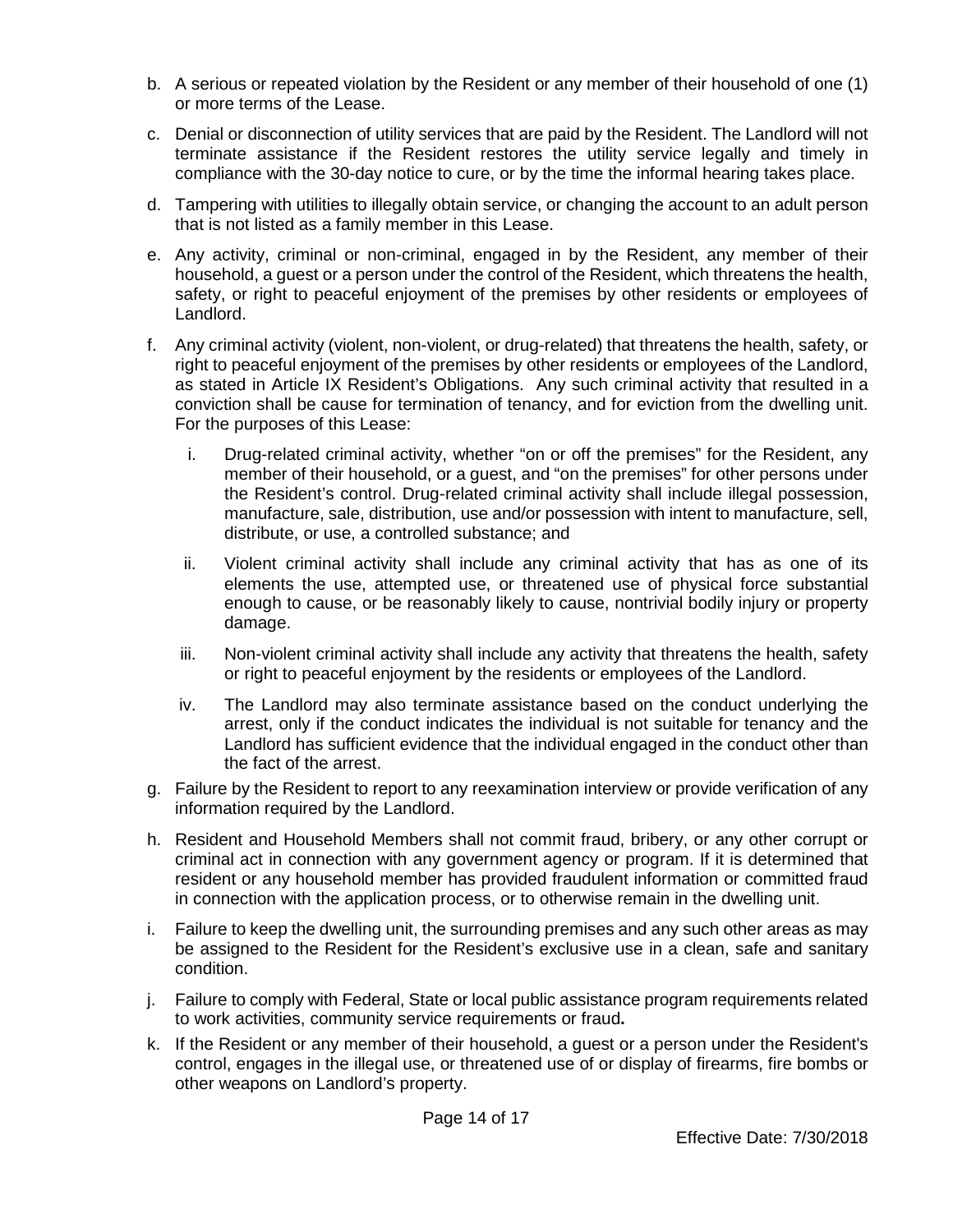b. A serious or repeated violation by the Resident or any member of their household of one (1) or more terms of the Lease.

c. Denial or disconnection of utility services that are paid by the Resident. The Landlord will not terminate assistance if the Resident restores the utility service legally and timely in compliance with the 30-day notice to cure, or by the time the informal hearing takes place.

d. Tampering with utilities to illegally obtain service, or changing the account to an adult person that is not listed as a family member in this Lease.

e. Any activity, criminal or non-criminal, engaged in by the Resident, any member of their household, a guest or a person under the control of the Resident, which threatens the health, safety, or right to peaceful enjoyment of the premises by other residents or employees of Landlord.

f. Any criminal activity (violent, non-violent, or drug-related) that threatens the health, safety, or right to peaceful enjoyment of the premises by other residents or employees of the Landlord, as stated in Article IX Resident's Obligations. Any such criminal activity that resulted in a conviction shall be cause for termination of tenancy, and for eviction from the dwelling unit. For the purposes of this Lease:

   i. Drug-related criminal activity, whether "on or off the premises" for the Resident, any member of their household, or a guest, and "on the premises" for other persons under the Resident's control. Drug-related criminal activity shall include illegal possession, manufacture, sale, distribution, use and/or possession with intent to manufacture, sell, distribute, or use, a controlled substance; and

   ii. Violent criminal activity shall include any criminal activity that has as one of its elements the use, attempted use, or threatened use of physical force substantial enough to cause, or be reasonably likely to cause, nontrivial bodily injury or property damage.

   iii. Non-violent criminal activity shall include any activity that threatens the health, safety or right to peaceful enjoyment by the residents or employees of the Landlord.

   iv. The Landlord may also terminate assistance based on the conduct underlying the arrest, only if the conduct indicates the individual is not suitable for tenancy and the Landlord has sufficient evidence that the individual engaged in the conduct other than the fact of the arrest.

g. Failure by the Resident to report to any reexamination interview or provide verification of any information required by the Landlord.

h. Resident and Household Members shall not commit fraud, bribery, or any other corrupt or criminal act in connection with any government agency or program. If it is determined that resident or any household member has provided fraudulent information or committed fraud in connection with the application process, or to otherwise remain in the dwelling unit.

i. Failure to keep the dwelling unit, the surrounding premises and any such other areas as may be assigned to the Resident for the Resident's exclusive use in a clean, safe and sanitary condition.

j. Failure to comply with Federal, State or local public assistance program requirements related to work activities, community service requirements or fraud**.**

k. If the Resident or any member of their household, a guest or a person under the Resident's control, engages in the illegal use, or threatened use of or display of firearms, fire bombs or other weapons on Landlord's property.

Effective Date: 7/30/2018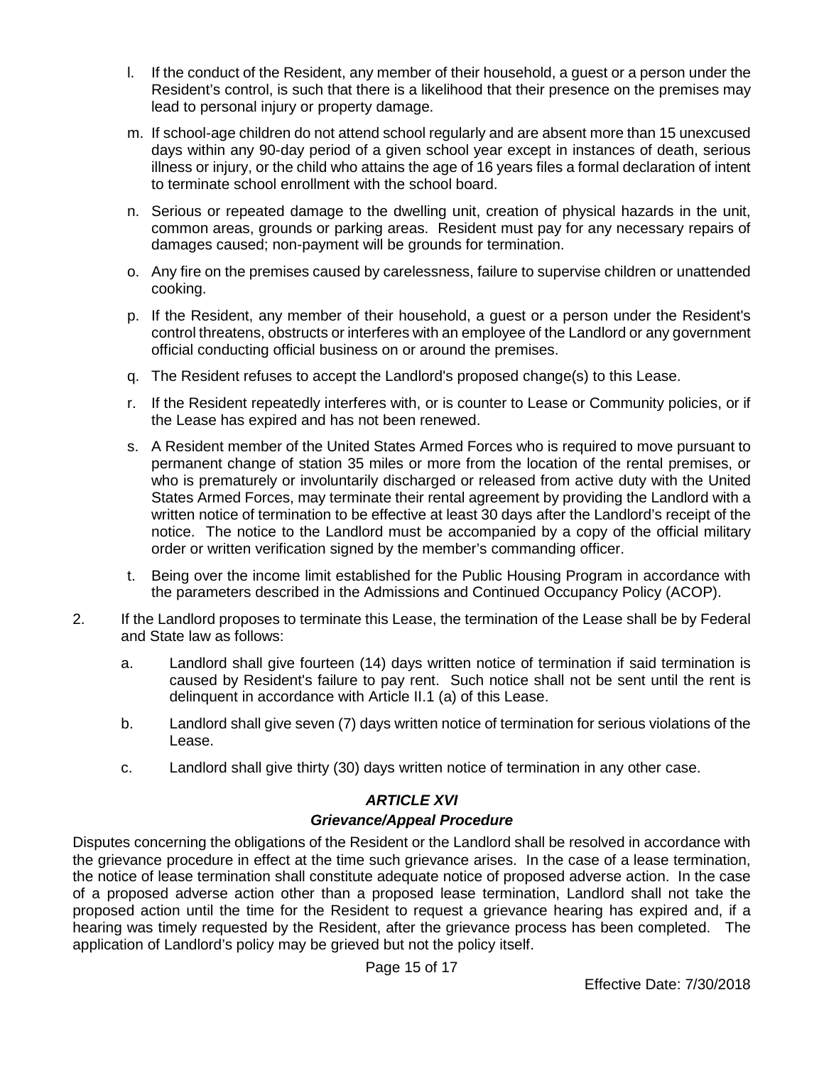l. If the conduct of the Resident, any member of their household, a guest or a person under the Resident's control, is such that there is a likelihood that their presence on the premises may lead to personal injury or property damage.

m. If school-age children do not attend school regularly and are absent more than 15 unexcused days within any 90-day period of a given school year except in instances of death, serious illness or injury, or the child who attains the age of 16 years files a formal declaration of intent to terminate school enrollment with the school board.

n. Serious or repeated damage to the dwelling unit, creation of physical hazards in the unit, common areas, grounds or parking areas. Resident must pay for any necessary repairs of damages caused; non-payment will be grounds for termination.

o. Any fire on the premises caused by carelessness, failure to supervise children or unattended cooking.

p. If the Resident, any member of their household, a guest or a person under the Resident's control threatens, obstructs or interferes with an employee of the Landlord or any government official conducting official business on or around the premises.

q. The Resident refuses to accept the Landlord's proposed change(s) to this Lease.

r. If the Resident repeatedly interferes with, or is counter to Lease or Community policies, or if the Lease has expired and has not been renewed.

s. A Resident member of the United States Armed Forces who is required to move pursuant to permanent change of station 35 miles or more from the location of the rental premises, or who is prematurely or involuntarily discharged or released from active duty with the United States Armed Forces, may terminate their rental agreement by providing the Landlord with a written notice of termination to be effective at least 30 days after the Landlord's receipt of the notice. The notice to the Landlord must be accompanied by a copy of the official military order or written verification signed by the member's commanding officer.

t. Being over the income limit established for the Public Housing Program in accordance with the parameters described in the Admissions and Continued Occupancy Policy (ACOP).

2. If the Landlord proposes to terminate this Lease, the termination of the Lease shall be by Federal and State law as follows:

   a. Landlord shall give fourteen (14) days written notice of termination if said termination is caused by Resident's failure to pay rent. Such notice shall not be sent until the rent is delinquent in accordance with Article II.1 (a) of this Lease.

   b. Landlord shall give seven (7) days written notice of termination for serious violations of the Lease.

   c. Landlord shall give thirty (30) days written notice of termination in any other case.

## *ARTICLE XVI*

## *Grievance/Appeal Procedure*

Disputes concerning the obligations of the Resident or the Landlord shall be resolved in accordance with the grievance procedure in effect at the time such grievance arises. In the case of a lease termination, the notice of lease termination shall constitute adequate notice of proposed adverse action. In the case of a proposed adverse action other than a proposed lease termination, Landlord shall not take the proposed action until the time for the Resident to request a grievance hearing has expired and, if a hearing was timely requested by the Resident, after the grievance process has been completed. The application of Landlord's policy may be grieved but not the policy itself.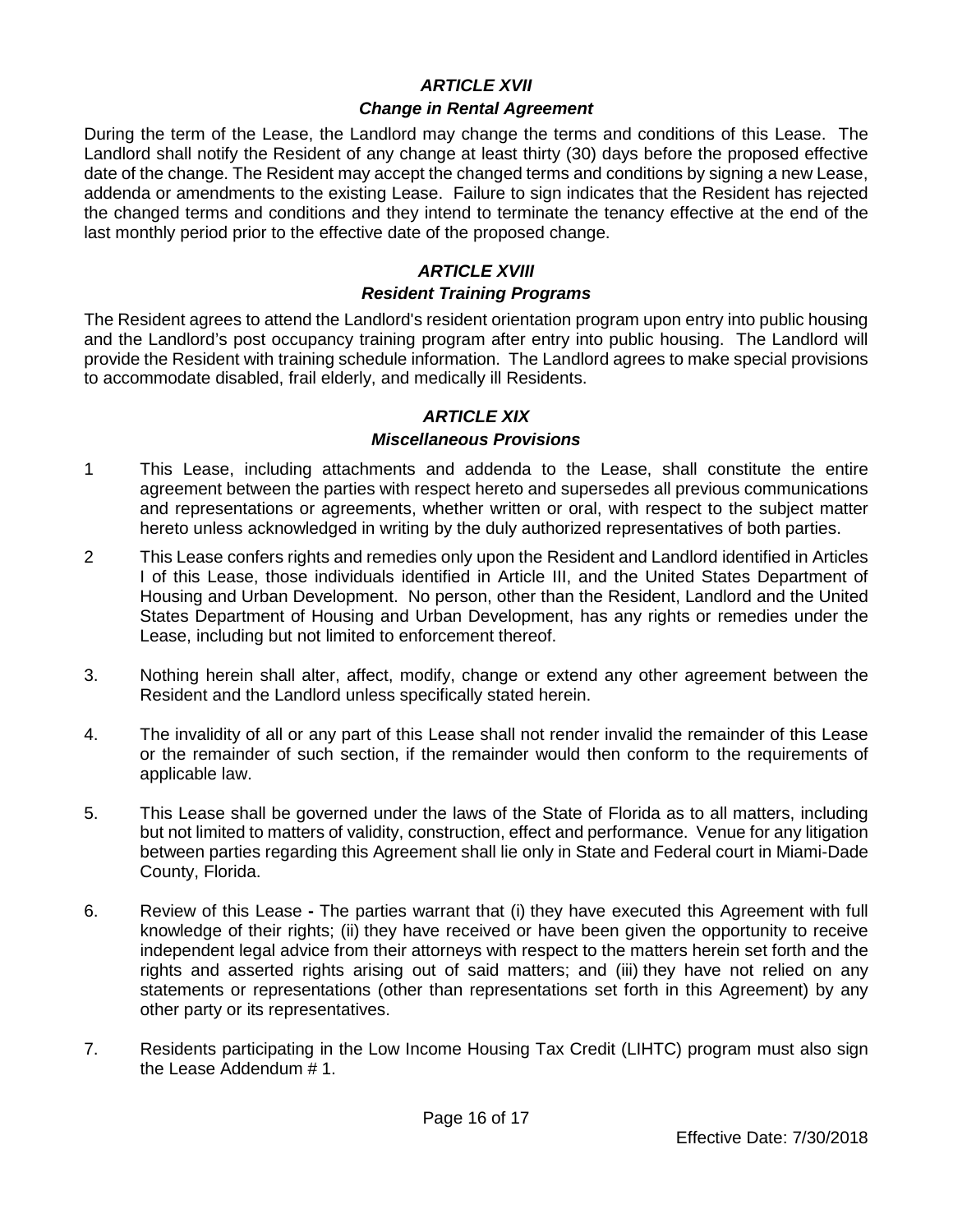### *ARTICLE XVII*

### *Change in Rental Agreement*

During the term of the Lease, the Landlord may change the terms and conditions of this Lease. The Landlord shall notify the Resident of any change at least thirty (30) days before the proposed effective date of the change. The Resident may accept the changed terms and conditions by signing a new Lease, addenda or amendments to the existing Lease. Failure to sign indicates that the Resident has rejected the changed terms and conditions and they intend to terminate the tenancy effective at the end of the last monthly period prior to the effective date of the proposed change.

### *ARTICLE XVIII*

### *Resident Training Programs*

The Resident agrees to attend the Landlord's resident orientation program upon entry into public housing and the Landlord's post occupancy training program after entry into public housing. The Landlord will provide the Resident with training schedule information. The Landlord agrees to make special provisions to accommodate disabled, frail elderly, and medically ill Residents.

### *ARTICLE XIX*

### *Miscellaneous Provisions*

1 This Lease, including attachments and addenda to the Lease, shall constitute the entire agreement between the parties with respect hereto and supersedes all previous communications and representations or agreements, whether written or oral, with respect to the subject matter hereto unless acknowledged in writing by the duly authorized representatives of both parties.

2 This Lease confers rights and remedies only upon the Resident and Landlord identified in Articles I of this Lease, those individuals identified in Article III, and the United States Department of Housing and Urban Development. No person, other than the Resident, Landlord and the United States Department of Housing and Urban Development, has any rights or remedies under the Lease, including but not limited to enforcement thereof.

3. Nothing herein shall alter, affect, modify, change or extend any other agreement between the Resident and the Landlord unless specifically stated herein.

4. The invalidity of all or any part of this Lease shall not render invalid the remainder of this Lease or the remainder of such section, if the remainder would then conform to the requirements of applicable law.

5. This Lease shall be governed under the laws of the State of Florida as to all matters, including but not limited to matters of validity, construction, effect and performance. Venue for any litigation between parties regarding this Agreement shall lie only in State and Federal court in Miami-Dade County, Florida.

6. Review of this Lease **-** The parties warrant that (i) they have executed this Agreement with full knowledge of their rights; (ii) they have received or have been given the opportunity to receive independent legal advice from their attorneys with respect to the matters herein set forth and the rights and asserted rights arising out of said matters; and (iii) they have not relied on any statements or representations (other than representations set forth in this Agreement) by any other party or its representatives.

7. Residents participating in the Low Income Housing Tax Credit (LIHTC) program must also sign the Lease Addendum # 1.

Effective Date: 7/30/2018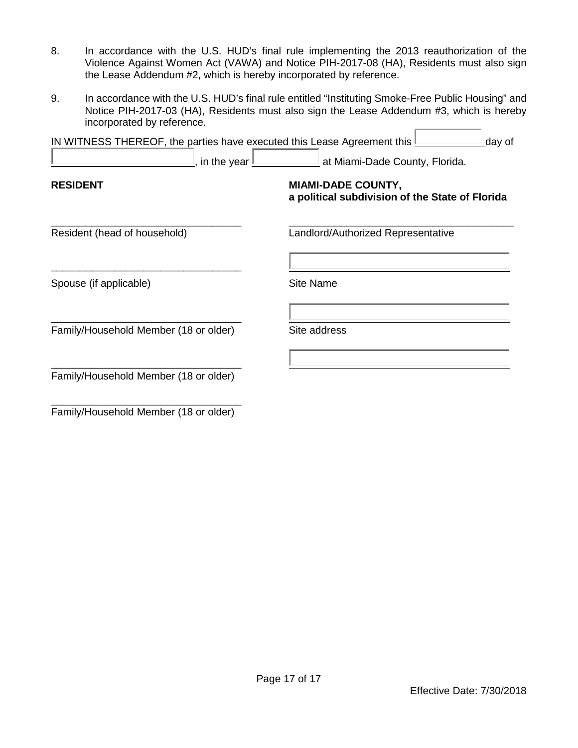8. In accordance with the U.S. HUD's final rule implementing the 2013 reauthorization of the Violence Against Women Act (VAWA) and Notice PIH-2017-08 (HA), Residents must also sign the Lease Addendum #2, which is hereby incorporated by reference.

9. In accordance with the U.S. HUD's final rule entitled "Instituting Smoke-Free Public Housing" and Notice PIH-2017-03 (HA), Residents must also sign the Lease Addendum #3, which is hereby incorporated by reference.

IN WITNESS THEREOF, the parties have executed this Lease Agreement this ____________ day of ________________________, in the year ____________ at Miami-Dade County, Florida.

**RESIDENT**

_________________________________
Resident (head of household)

_________________________________
Spouse (if applicable)

_________________________________
Family/Household Member (18 or older)

_________________________________
Family/Household Member (18 or older)

_________________________________
Family/Household Member (18 or older)

**MIAMI-DADE COUNTY,**
**a political subdivision of the State of Florida**

_________________________________
Landlord/Authorized Representative

_________________________________
Site Name

_________________________________
Site address

_________________________________

Effective Date: 7/30/2018